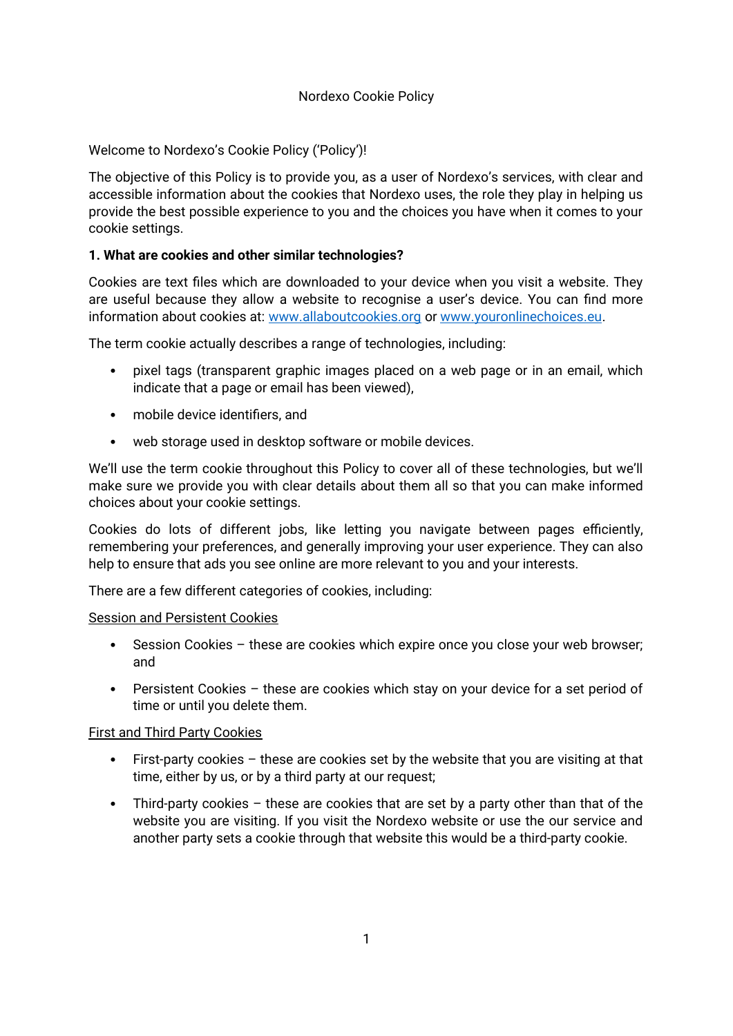# Nordexo Cookie Policy

Welcome to Nordexo's Cookie Policy ('Policy')!

The objective of this Policy is to provide you, as a user of Nordexo's services, with clear and accessible information about the cookies that Nordexo uses, the role they play in helping us provide the best possible experience to you and the choices you have when it comes to your cookie settings.

## 1. What are cookies and other similar technologies?

Cookies are text files which are downloaded to your device when you visit a website. They are useful because they allow a website to recognise a user's device. You can find more information about cookies at: [www.allaboutcookies.org](http://www.allaboutcookies.org) or [www.youronlinechoices.eu](http://www.youronlinechoices.eu).

The term cookie actually describes a range of technologies, including:

- pixel tags (transparent graphic images placed on a web page or in an email, which indicate that a page or email has been viewed),
- mobile device identifiers, and
- web storage used in desktop software or mobile devices.

We'll use the term cookie throughout this Policy to cover all of these technologies, but we'll make sure we provide you with clear details about them all so that you can make informed choices about your cookie settings.

Cookies do lots of different jobs, like letting you navigate between pages efficiently, remembering your preferences, and generally improving your user experience. They can also help to ensure that ads you see online are more relevant to you and your interests.

There are a few different categories of cookies, including:

<u>Session and Persistent Cookies</u>

- Session Cookies – these are cookies which expire once you close your web browser; and
- Persistent Cookies – these are cookies which stay on your device for a set period of time or until you delete them.

<u>First and Third Party Cookies</u>

- First-party cookies – these are cookies set by the website that you are visiting at that time, either by us, or by a third party at our request;
- Third-party cookies – these are cookies that are set by a party other than that of the website you are visiting. If you visit the Nordexo website or use the our service and another party sets a cookie through that website this would be a third-party cookie.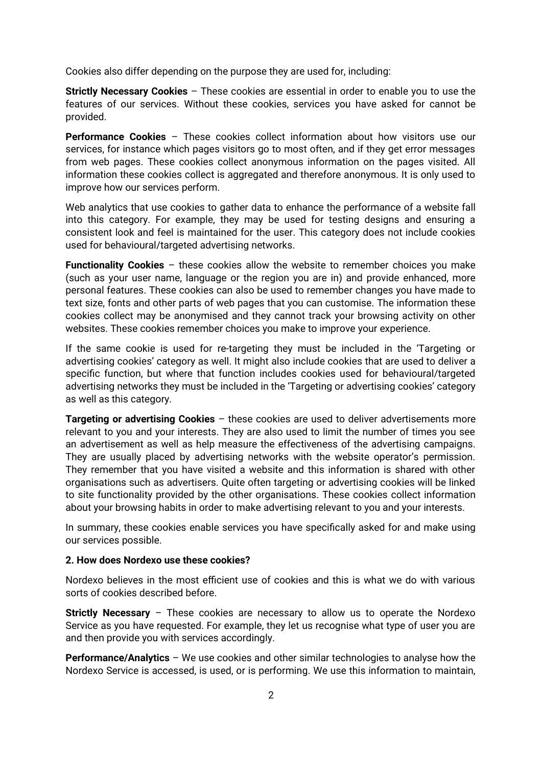Cookies also differ depending on the purpose they are used for, including:

**Strictly Necessary Cookies** – These cookies are essential in order to enable you to use the features of our services. Without these cookies, services you have asked for cannot be provided.

**Performance Cookies** – These cookies collect information about how visitors use our services, for instance which pages visitors go to most often, and if they get error messages from web pages. These cookies collect anonymous information on the pages visited. All information these cookies collect is aggregated and therefore anonymous. It is only used to improve how our services perform.

Web analytics that use cookies to gather data to enhance the performance of a website fall into this category. For example, they may be used for testing designs and ensuring a consistent look and feel is maintained for the user. This category does not include cookies used for behavioural/targeted advertising networks.

**Functionality Cookies** – these cookies allow the website to remember choices you make (such as your user name, language or the region you are in) and provide enhanced, more personal features. These cookies can also be used to remember changes you have made to text size, fonts and other parts of web pages that you can customise. The information these cookies collect may be anonymised and they cannot track your browsing activity on other websites. These cookies remember choices you make to improve your experience.

If the same cookie is used for re-targeting they must be included in the 'Targeting or advertising cookies' category as well. It might also include cookies that are used to deliver a specific function, but where that function includes cookies used for behavioural/targeted advertising networks they must be included in the 'Targeting or advertising cookies' category as well as this category.

**Targeting or advertising Cookies** – these cookies are used to deliver advertisements more relevant to you and your interests. They are also used to limit the number of times you see an advertisement as well as help measure the effectiveness of the advertising campaigns. They are usually placed by advertising networks with the website operator's permission. They remember that you have visited a website and this information is shared with other organisations such as advertisers. Quite often targeting or advertising cookies will be linked to site functionality provided by the other organisations. These cookies collect information about your browsing habits in order to make advertising relevant to you and your interests.

In summary, these cookies enable services you have specifically asked for and make using our services possible.

**2. How does Nordexo use these cookies?**

Nordexo believes in the most efficient use of cookies and this is what we do with various sorts of cookies described before.

**Strictly Necessary** – These cookies are necessary to allow us to operate the Nordexo Service as you have requested. For example, they let us recognise what type of user you are and then provide you with services accordingly.

**Performance/Analytics** – We use cookies and other similar technologies to analyse how the Nordexo Service is accessed, is used, or is performing. We use this information to maintain,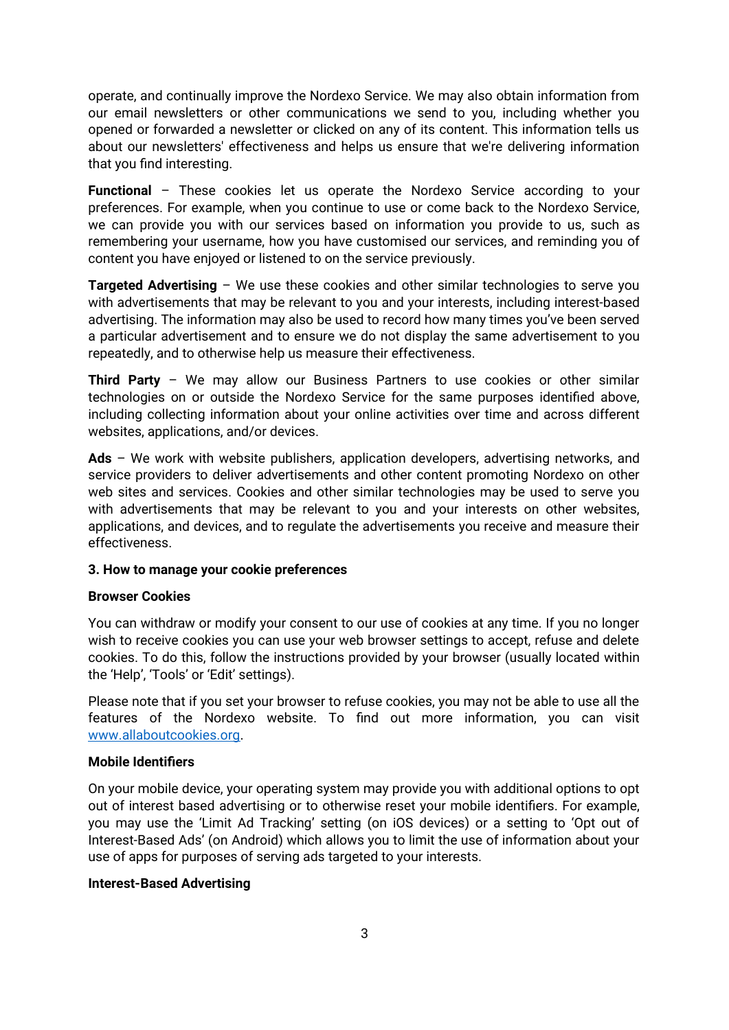operate, and continually improve the Nordexo Service. We may also obtain information from our email newsletters or other communications we send to you, including whether you opened or forwarded a newsletter or clicked on any of its content. This information tells us about our newsletters' effectiveness and helps us ensure that we're delivering information that you find interesting.

**Functional** – These cookies let us operate the Nordexo Service according to your preferences. For example, when you continue to use or come back to the Nordexo Service, we can provide you with our services based on information you provide to us, such as remembering your username, how you have customised our services, and reminding you of content you have enjoyed or listened to on the service previously.

**Targeted Advertising** – We use these cookies and other similar technologies to serve you with advertisements that may be relevant to you and your interests, including interest-based advertising. The information may also be used to record how many times you've been served a particular advertisement and to ensure we do not display the same advertisement to you repeatedly, and to otherwise help us measure their effectiveness.

**Third Party** – We may allow our Business Partners to use cookies or other similar technologies on or outside the Nordexo Service for the same purposes identified above, including collecting information about your online activities over time and across different websites, applications, and/or devices.

**Ads** – We work with website publishers, application developers, advertising networks, and service providers to deliver advertisements and other content promoting Nordexo on other web sites and services. Cookies and other similar technologies may be used to serve you with advertisements that may be relevant to you and your interests on other websites, applications, and devices, and to regulate the advertisements you receive and measure their effectiveness.

**3. How to manage your cookie preferences**

**Browser Cookies**

You can withdraw or modify your consent to our use of cookies at any time. If you no longer wish to receive cookies you can use your web browser settings to accept, refuse and delete cookies. To do this, follow the instructions provided by your browser (usually located within the 'Help', 'Tools' or 'Edit' settings).

Please note that if you set your browser to refuse cookies, you may not be able to use all the features of the Nordexo website. To find out more information, you can visit [www.allaboutcookies.org](http://www.allaboutcookies.org).

**Mobile Identifiers**

On your mobile device, your operating system may provide you with additional options to opt out of interest based advertising or to otherwise reset your mobile identifiers. For example, you may use the 'Limit Ad Tracking' setting (on iOS devices) or a setting to 'Opt out of Interest-Based Ads' (on Android) which allows you to limit the use of information about your use of apps for purposes of serving ads targeted to your interests.

**Interest-Based Advertising**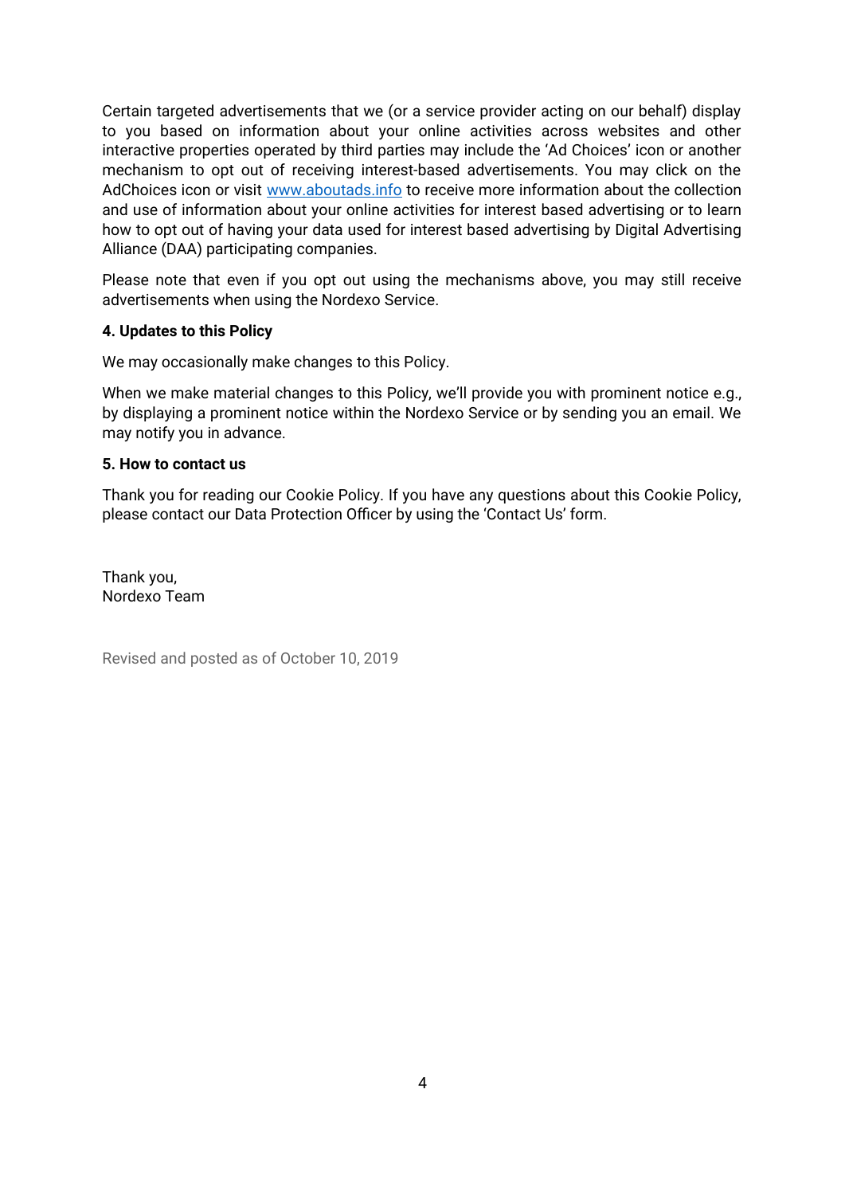Certain targeted advertisements that we (or a service provider acting on our behalf) display to you based on information about your online activities across websites and other interactive properties operated by third parties may include the 'Ad Choices' icon or another mechanism to opt out of receiving interest-based advertisements. You may click on the AdChoices icon or visit [www.aboutads.info](http://www.aboutads.info) to receive more information about the collection and use of information about your online activities for interest based advertising or to learn how to opt out of having your data used for interest based advertising by Digital Advertising Alliance (DAA) participating companies.

Please note that even if you opt out using the mechanisms above, you may still receive advertisements when using the Nordexo Service.

**4. Updates to this Policy**

We may occasionally make changes to this Policy.

When we make material changes to this Policy, we'll provide you with prominent notice e.g., by displaying a prominent notice within the Nordexo Service or by sending you an email. We may notify you in advance.

**5. How to contact us**

Thank you for reading our Cookie Policy. If you have any questions about this Cookie Policy, please contact our Data Protection Officer by using the 'Contact Us' form.

Thank you,
Nordexo Team

Revised and posted as of October 10, 2019